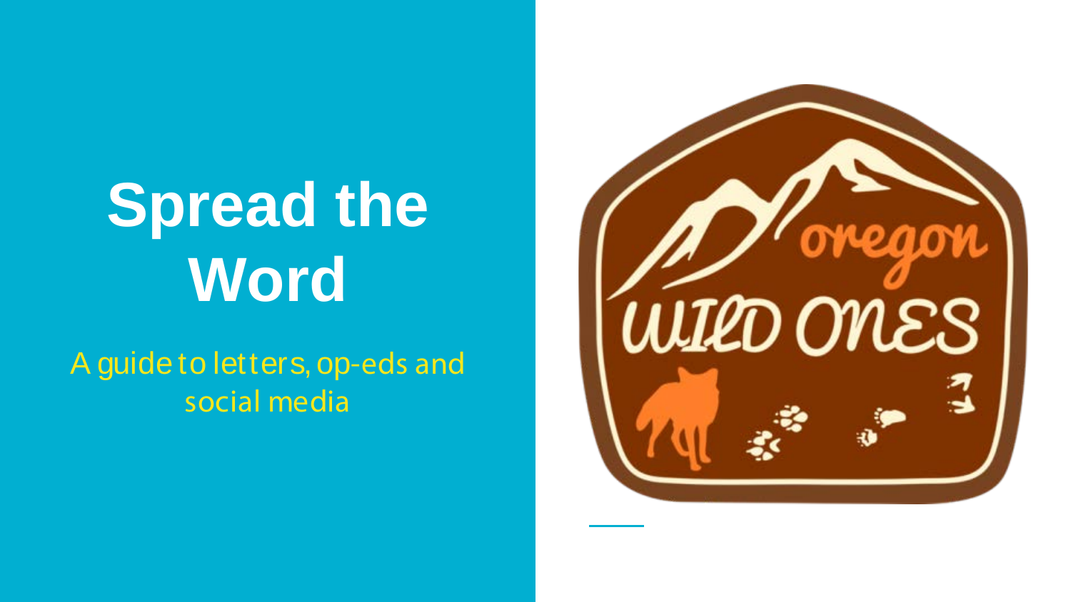# Spread the Word

A guide to letters, op-eds and social media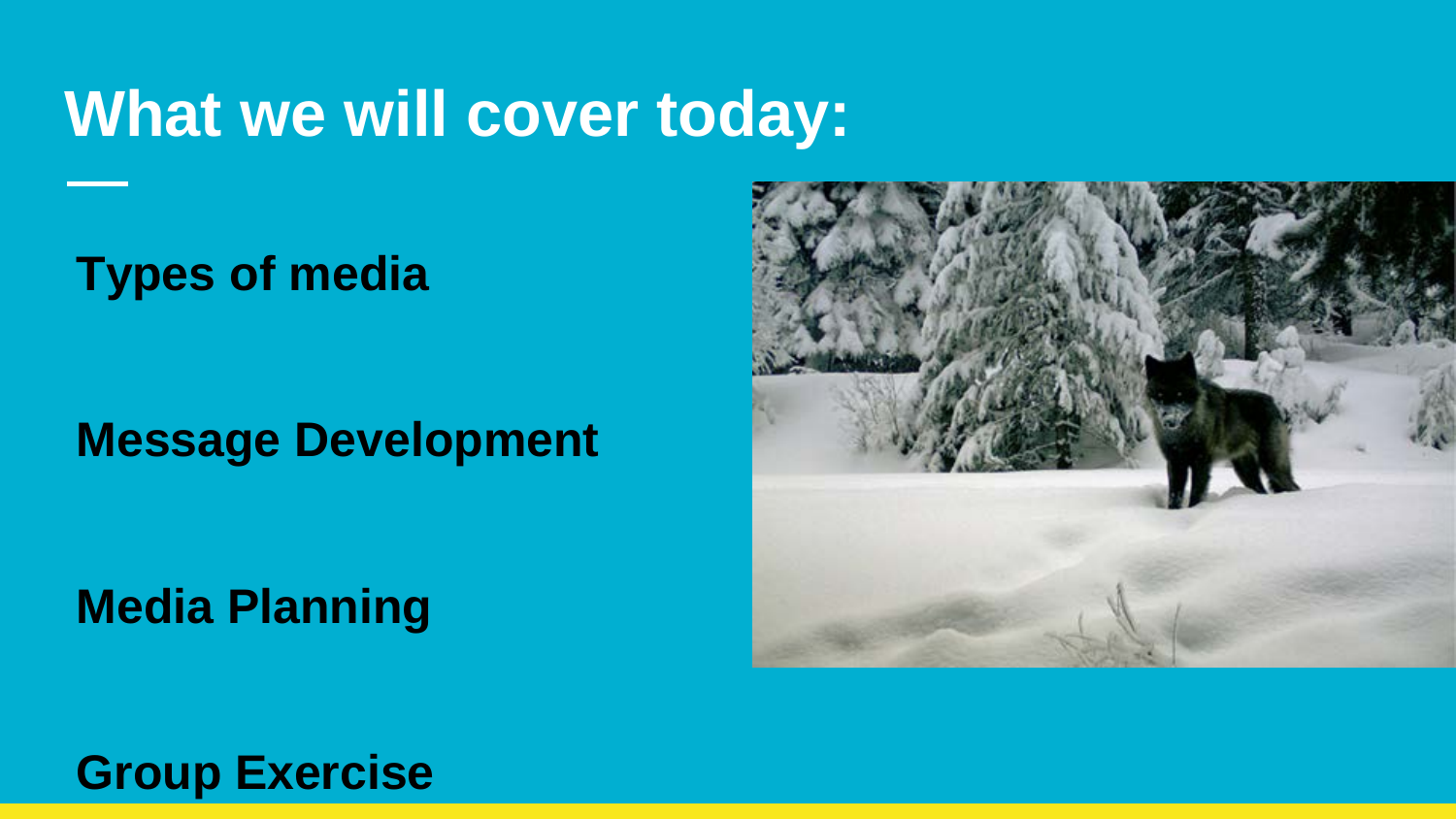# What we will cover today:

**Types of media**

**Message Development**

**Media Planning**

**Group Exercise**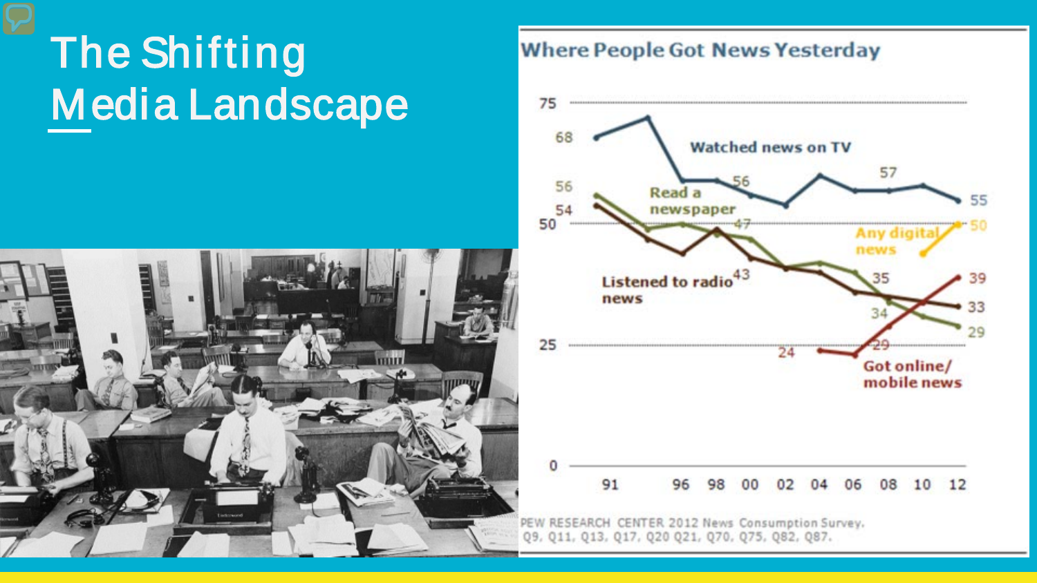# The Shifting Media Landscape

**Where People Got News Yesterday**

Watched news on TV: 68 (91), 56, 57, 55 (12)

Read a newspaper: 56 (91), 47, 35, 34, 29 (12)

Listened to radio news: 54 (91), 43, 33 (12)

Got online/ mobile news: 24, 29, 39 (12)

Any digital news: 50 (12)

PEW RESEARCH CENTER 2012 News Consumption Survey. Q9, Q11, Q13, Q17, Q20 Q21, Q70, Q75, Q82, Q87.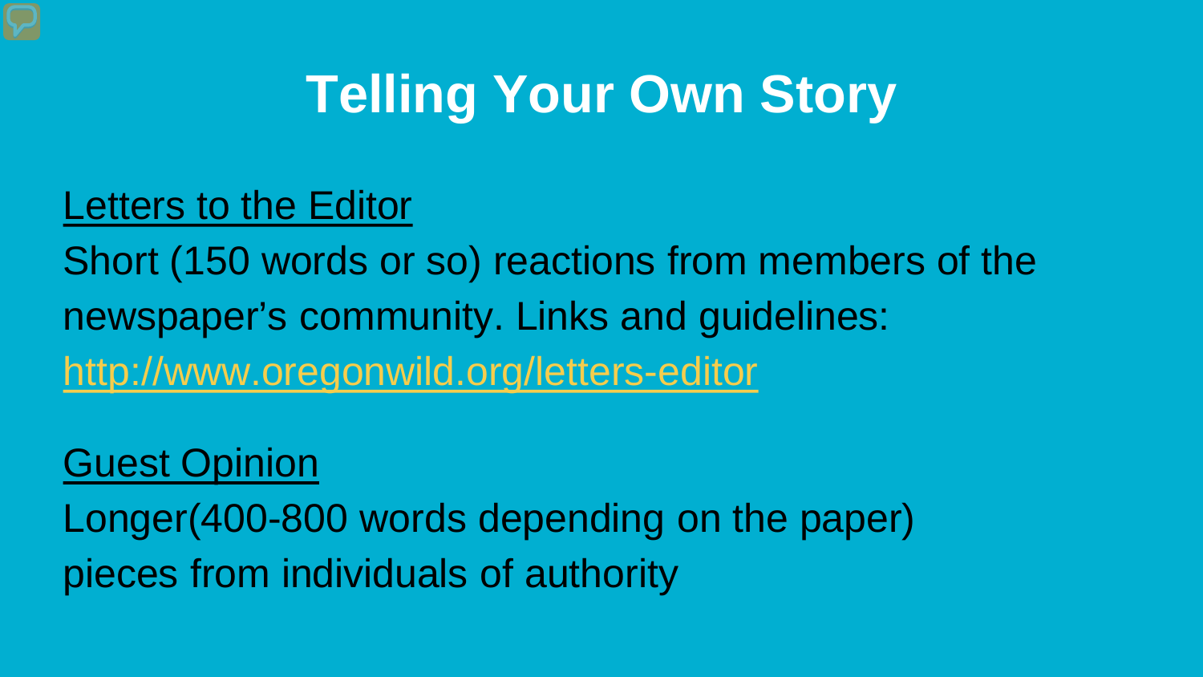# Telling Your Own Story

<u>Letters to the Editor</u>

Short (150 words or so) reactions from members of the newspaper's community. Links and guidelines: http://www.oregonwild.org/letters-editor

<u>Guest Opinion</u>

Longer(400-800 words depending on the paper) pieces from individuals of authority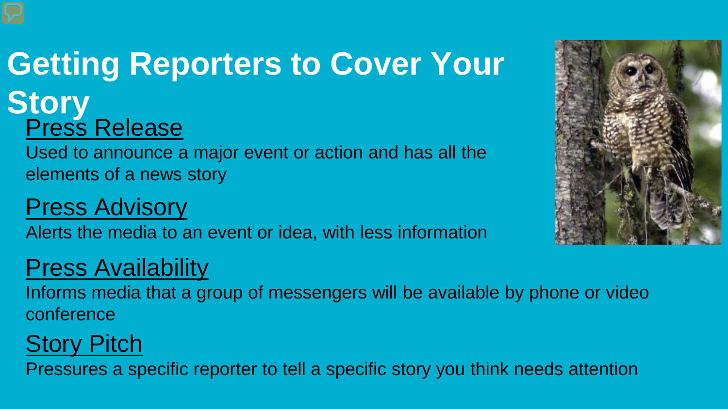# Getting Reporters to Cover Your Story

## Press Release

Used to announce a major event or action and has all the elements of a news story

## Press Advisory

Alerts the media to an event or idea, with less information

## Press Availability

Informs media that a group of messengers will be available by phone or video conference

## Story Pitch

Pressures a specific reporter to tell a specific story you think needs attention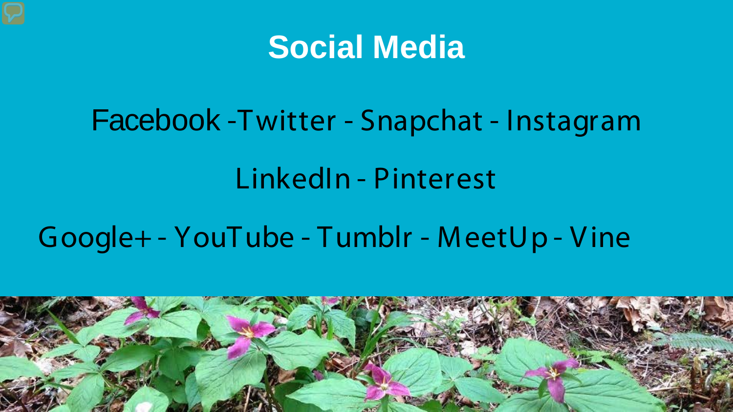# Social Media

Facebook -Twitter - Snapchat - Instagram

LinkedIn - Pinterest

Google+ - YouTube - Tumblr - MeetUp - Vine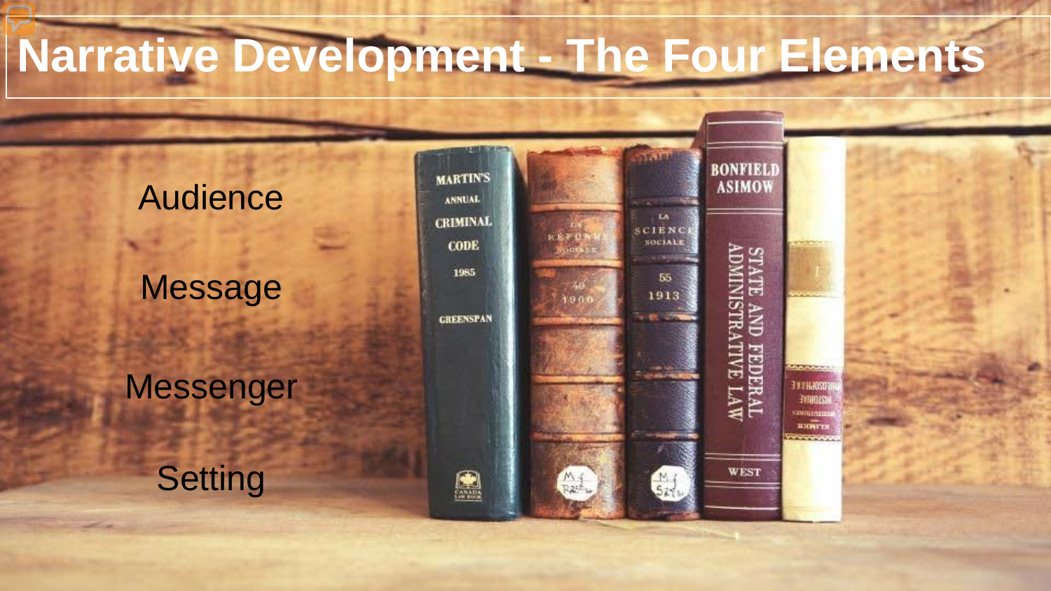# Narrative Development - The Four Elements

Audience

Message

Messenger

Setting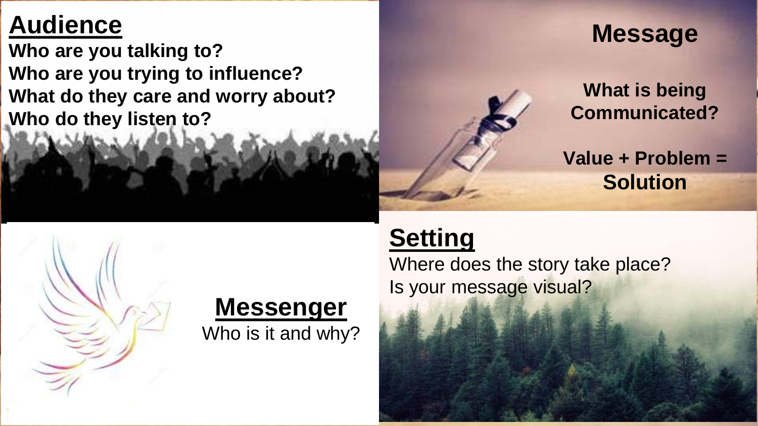## Audience

**Who are you talking to?**
**Who are you trying to influence?**
**What do they care and worry about?**
**Who do they listen to?**

## Message

**What is being Communicated?**

**Value + Problem = Solution**

## Messenger

Who is it and why?

## Setting

Where does the story take place?
Is your message visual?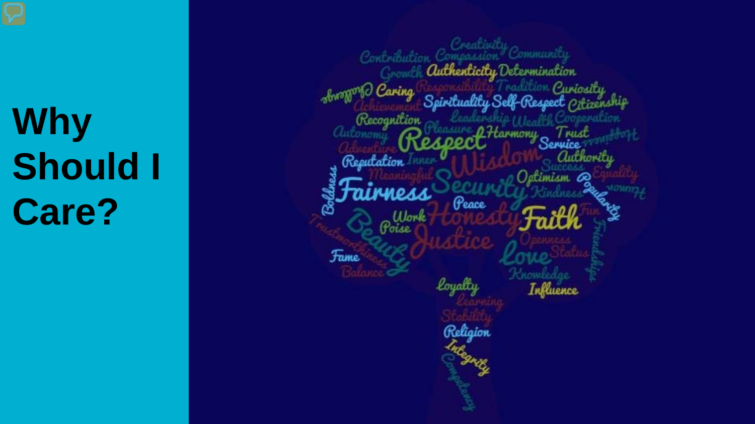# Why Should I Care?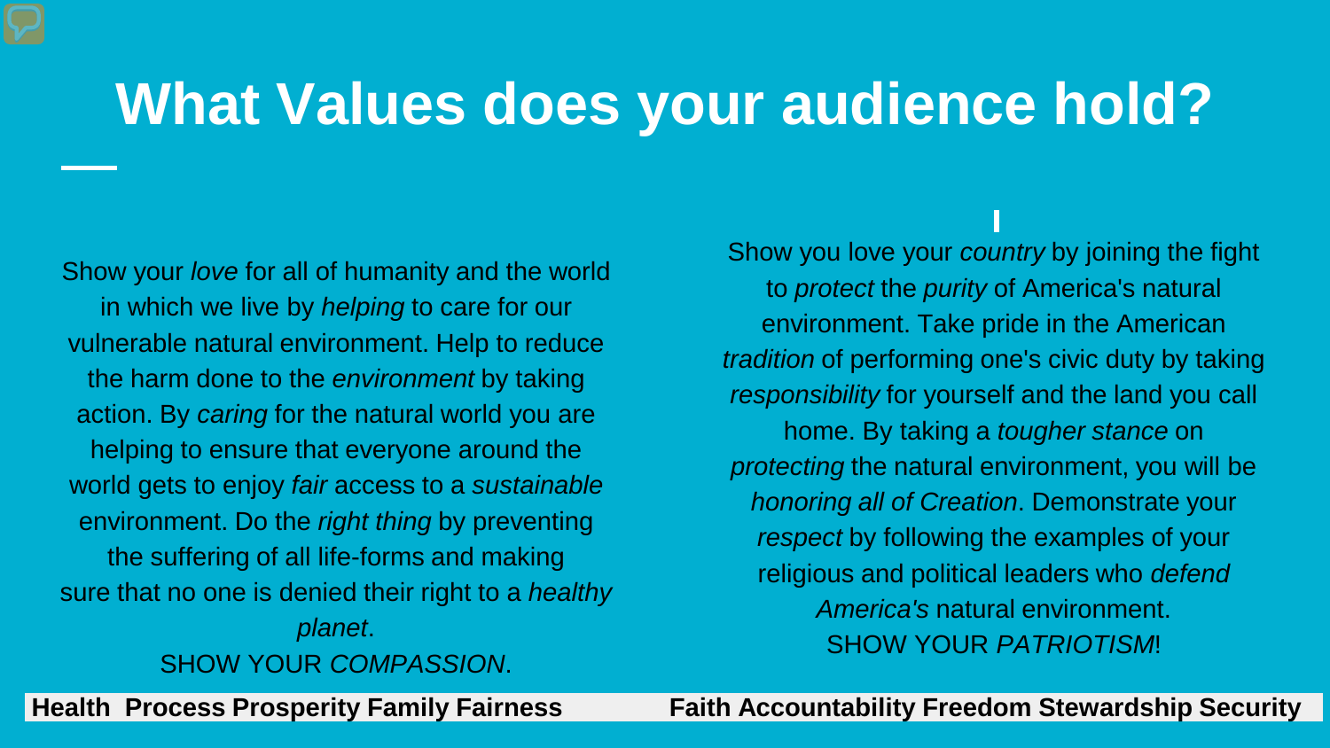# What Values does your audience hold?

Show your *love* for all of humanity and the world in which we live by *helping* to care for our vulnerable natural environment. Help to reduce the harm done to the *environment* by taking action. By *caring* for the natural world you are helping to ensure that everyone around the world gets to enjoy *fair* access to a *sustainable* environment. Do the *right thing* by preventing the suffering of all life-forms and making sure that no one is denied their right to a *healthy planet*.
SHOW YOUR *COMPASSION*.

**Health Process Prosperity Family Fairness**

Show you love your *country* by joining the fight to *protect* the *purity* of America's natural environment. Take pride in the American *tradition* of performing one's civic duty by taking *responsibility* for yourself and the land you call home. By taking a *tougher stance* on *protecting* the natural environment, you will be *honoring all of Creation*. Demonstrate your *respect* by following the examples of your religious and political leaders who *defend America's* natural environment.
SHOW YOUR *PATRIOTISM*!

**Faith Accountability Freedom Stewardship Security**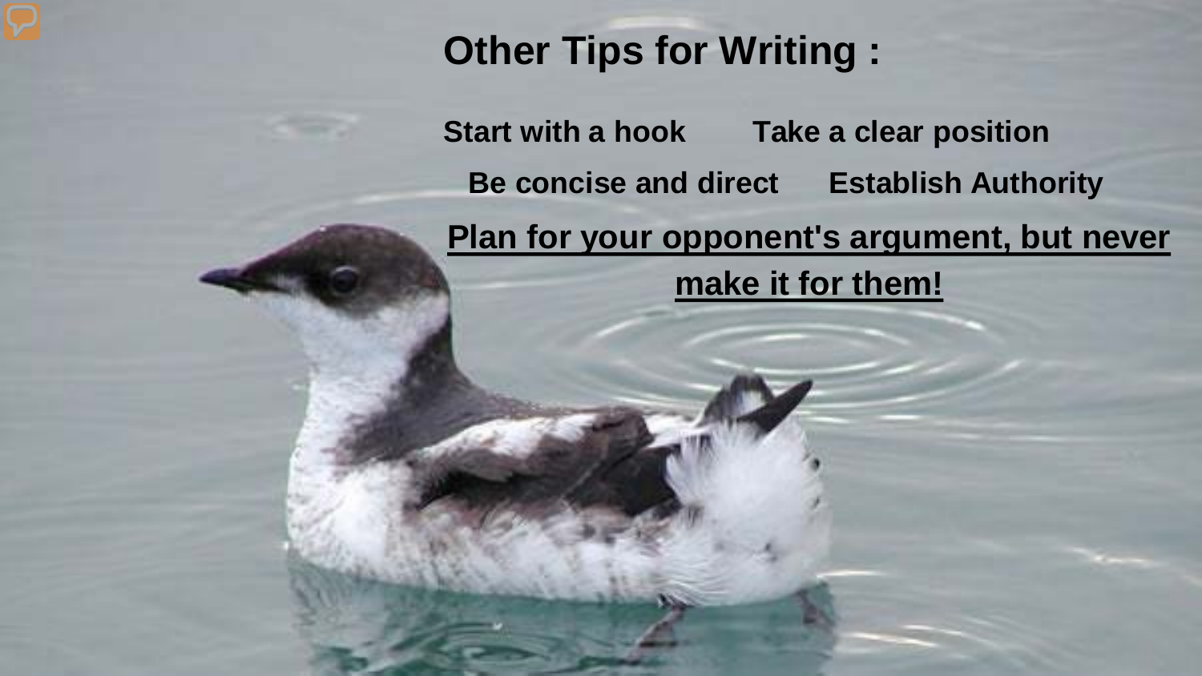# Other Tips for Writing :

**Start with a hook**

**Take a clear position**

**Be concise and direct**

**Establish Authority**

**<u>Plan for your opponent's argument, but never make it for them!</u>**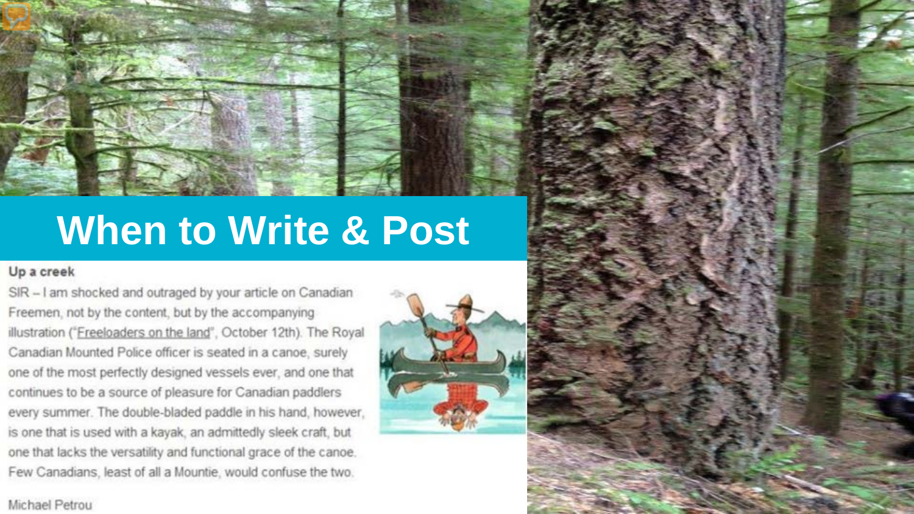# When to Write & Post

**Up a creek**

SIR – I am shocked and outraged by your article on Canadian Freemen, not by the content, but by the accompanying illustration ("Freeloaders on the land", October 12th). The Royal Canadian Mounted Police officer is seated in a canoe, surely one of the most perfectly designed vessels ever, and one that continues to be a source of pleasure for Canadian paddlers every summer. The double-bladed paddle in his hand, however, is one that is used with a kayak, an admittedly sleek craft, but one that lacks the versatility and functional grace of the canoe. Few Canadians, least of all a Mountie, would confuse the two.

Michael Petrou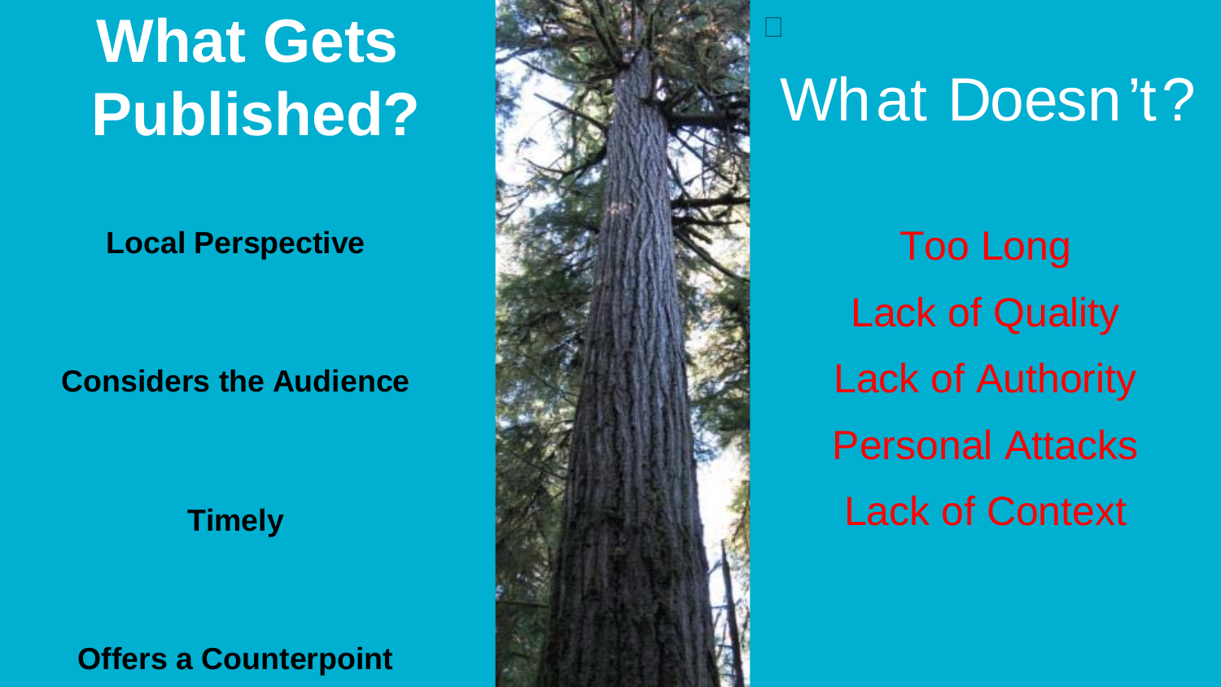# What Gets Published?

**Local Perspective**

**Considers the Audience**

**Timely**

**Offers a Counterpoint**

# What Doesn't?

Too Long

Lack of Quality

Lack of Authority

Personal Attacks

Lack of Context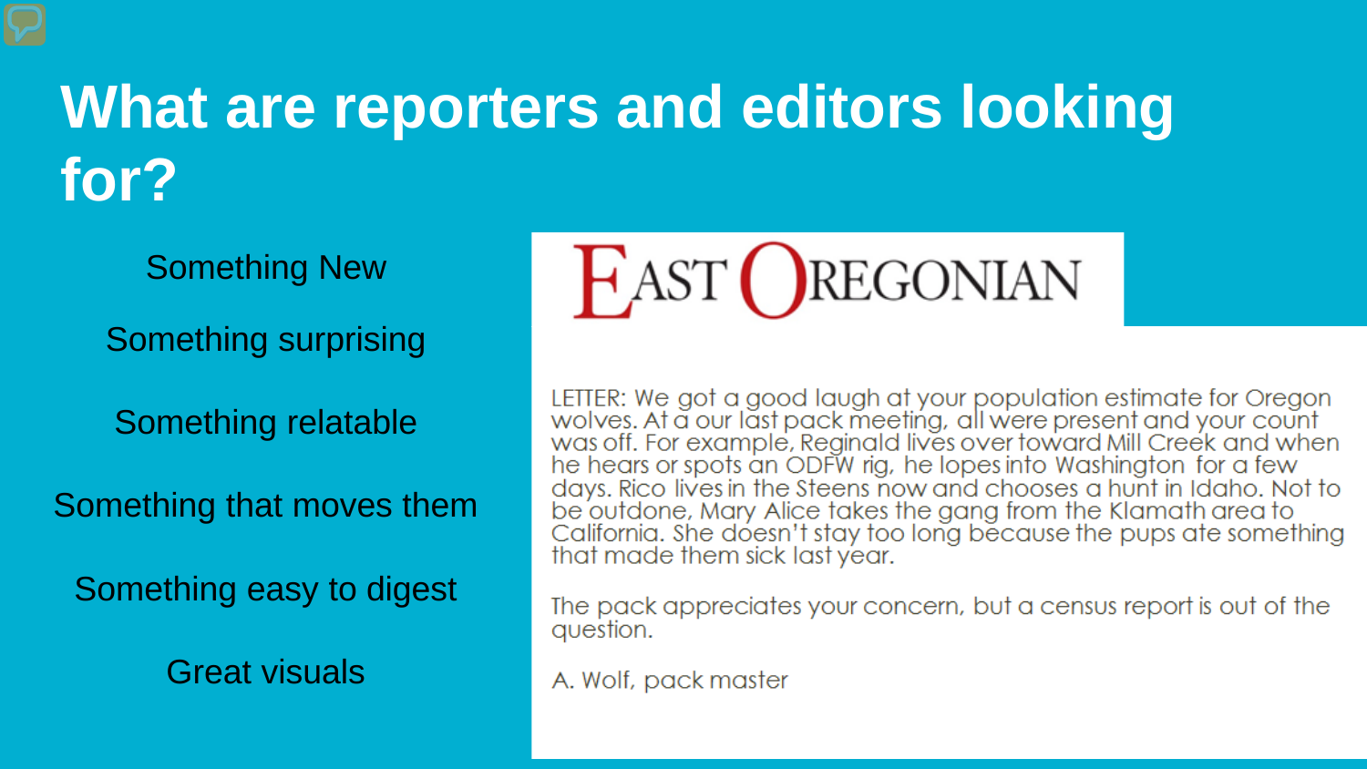# What are reporters and editors looking for?

Something New

Something surprising

Something relatable

Something that moves them

Something easy to digest

Great visuals

EAST OREGONIAN

LETTER: We got a good laugh at your population estimate for Oregon wolves. At a our last pack meeting, all were present and your count was off. For example, Reginald lives over toward Mill Creek and when he hears or spots an ODFW rig, he lopes into Washington for a few days. Rico lives in the Steens now and chooses a hunt in Idaho. Not to be outdone, Mary Alice takes the gang from the Klamath area to California. She doesn't stay too long because the pups ate something that made them sick last year.

The pack appreciates your concern, but a census report is out of the question.

A. Wolf, pack master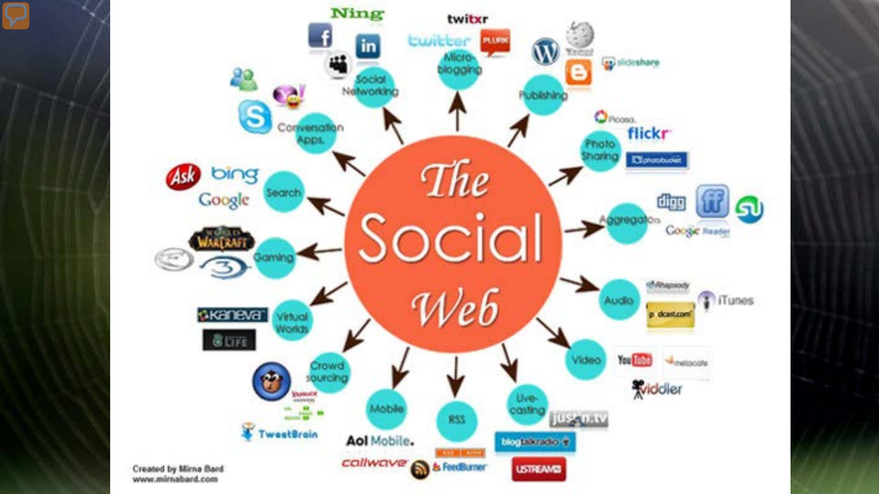# The Social Web

- **Social Networking**: Ning, Facebook, LinkedIn, MySpace
- **Micro-blogging**: twitxr, twitter, Plurk
- **Publishing**: WordPress, Wikipedia, Blogger, slideshare
- **Photo Sharing**: Picasa, flickr, photobucket
- **Aggregators**: digg, FriendFeed, StumbleUpon, Google Reader
- **Audio**: Rhapsody, podcast.com, iTunes
- **Video**: YouTube, metacafe, viddler
- **Live-casting**: justin.tv, blogtalkradio, USTREAM
- **RSS**: FeedBurner
- **Mobile**: Aol Mobile., callwave
- **Crowd sourcing**: Yahoo! Answers, TweetBrain
- **Virtual Worlds**: Kaneva, Second Life
- **Gaming**: World of Warcraft, Halo 3
- **Search**: Ask, bing, Google
- **Conversation Apps.**: Skype, Yahoo! Messenger

Created by Mirna Bard
www.mirnabard.com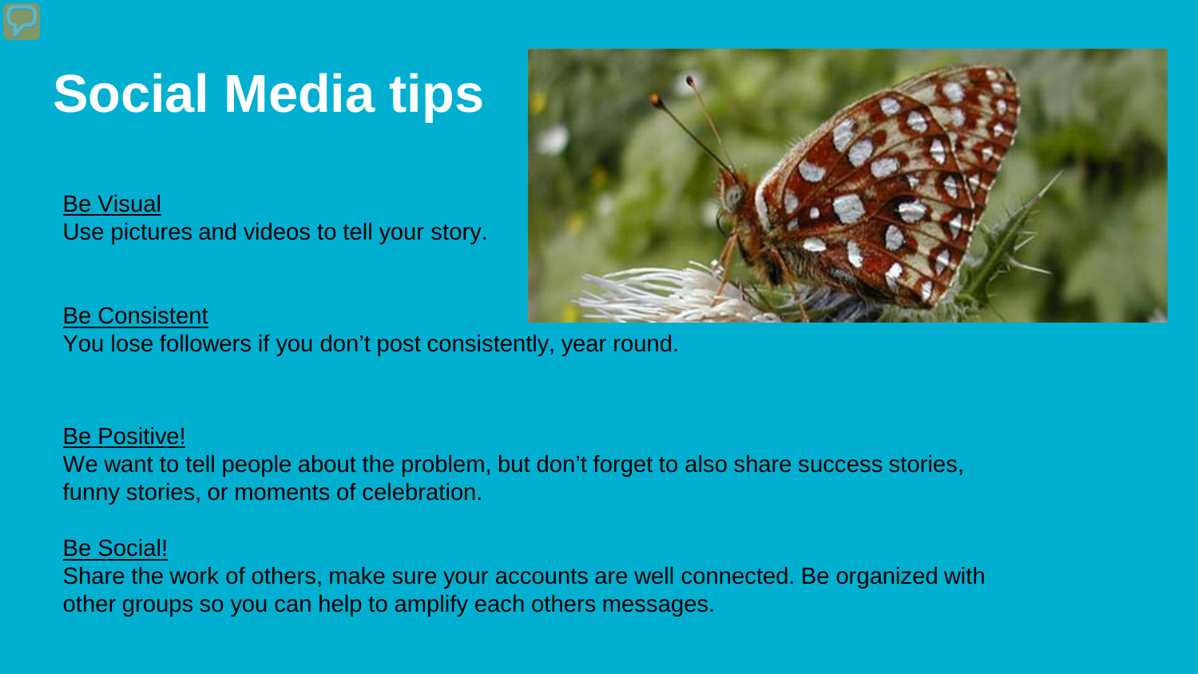# Social Media tips

<u>Be Visual</u>
Use pictures and videos to tell your story.

<u>Be Consistent</u>
You lose followers if you don't post consistently, year round.

<u>Be Positive!</u>
We want to tell people about the problem, but don't forget to also share success stories, funny stories, or moments of celebration.

<u>Be Social!</u>
Share the work of others, make sure your accounts are well connected. Be organized with other groups so you can help to amplify each others messages.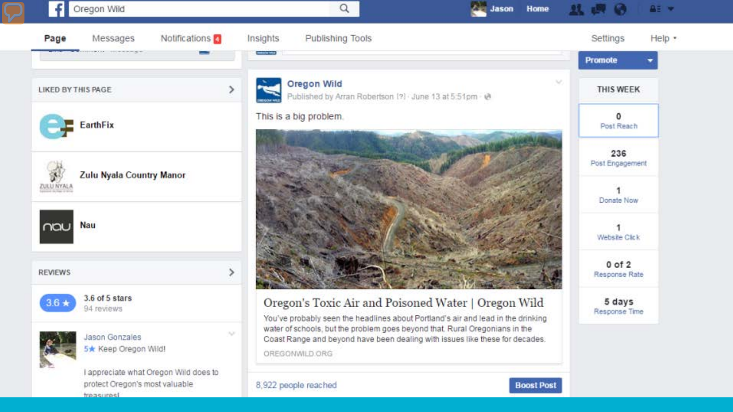Oregon Wild

Jason Home

Page | Messages | Notifications 4 | Insights | Publishing Tools | Settings | Help

LIKED BY THIS PAGE

EarthFix

Zulu Nyala Country Manor

Nau

REVIEWS

3.6 ★ 3.6 of 5 stars
94 reviews

Jason Gonzales
5★ Keep Oregon Wild!

I appreciate what Oregon Wild does to protect Oregon's most valuable treasures!

Oregon Wild
Published by Arran Robertson [?] · June 13 at 5:51pm

This is a big problem.

Oregon's Toxic Air and Poisoned Water | Oregon Wild

You've probably seen the headlines about Portland's air and lead in the drinking water of schools, but the problem goes beyond that. Rural Oregonians in the Coast Range and beyond have been dealing with issues like these for decades.

OREGONWILD.ORG

8,922 people reached

Boost Post

Promote

THIS WEEK

0
Post Reach

236
Post Engagement

1
Donate Now

1
Website Click

0 of 2
Response Rate

5 days
Response Time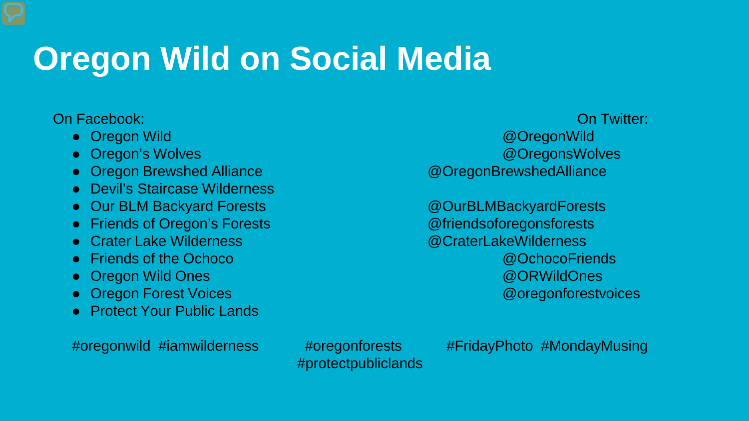# Oregon Wild on Social Media

On Facebook:

- Oregon Wild
- Oregon's Wolves
- Oregon Brewshed Alliance
- Devil's Staircase Wilderness
- Our BLM Backyard Forests
- Friends of Oregon's Forests
- Crater Lake Wilderness
- Friends of the Ochoco
- Oregon Wild Ones
- Oregon Forest Voices
- Protect Your Public Lands

On Twitter:

@OregonWild
@OregonsWolves
@OregonBrewshedAlliance

@OurBLMBackyardForests
@friendsoforegonsforests
@CraterLakeWilderness
@OchocoFriends
@ORWildOnes
@oregonforestvoices

#oregonwild #iamwilderness #oregonforests #protectpubliclands #FridayPhoto #MondayMusing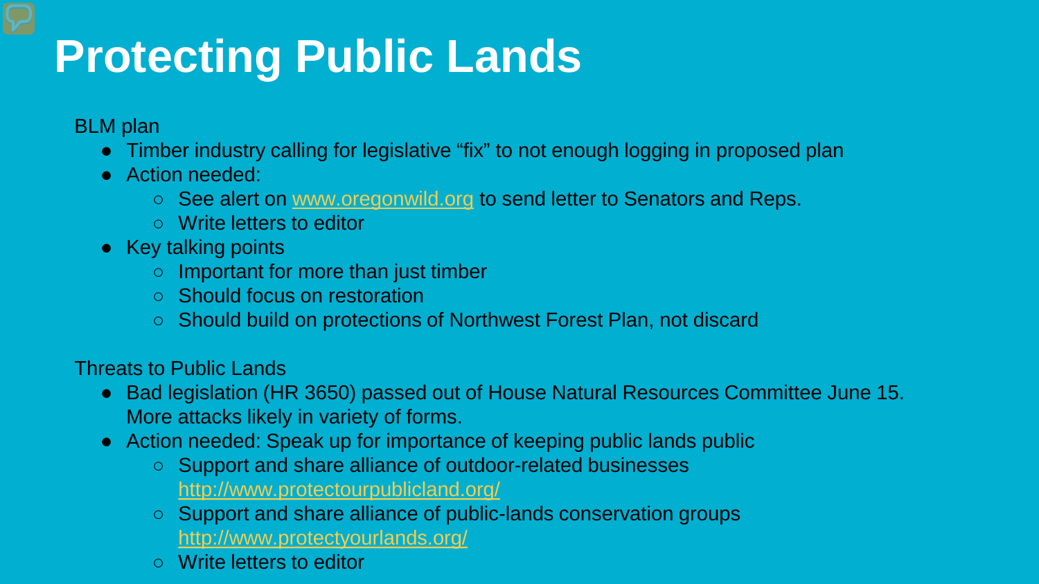# Protecting Public Lands

BLM plan

- Timber industry calling for legislative “fix” to not enough logging in proposed plan
- Action needed:
  - See alert on www.oregonwild.org to send letter to Senators and Reps.
  - Write letters to editor
- Key talking points
  - Important for more than just timber
  - Should focus on restoration
  - Should build on protections of Northwest Forest Plan, not discard

Threats to Public Lands

- Bad legislation (HR 3650) passed out of House Natural Resources Committee June 15. More attacks likely in variety of forms.
- Action needed: Speak up for importance of keeping public lands public
  - Support and share alliance of outdoor-related businesses http://www.protectourpublicland.org/
  - Support and share alliance of public-lands conservation groups http://www.protectyourlands.org/
  - Write letters to editor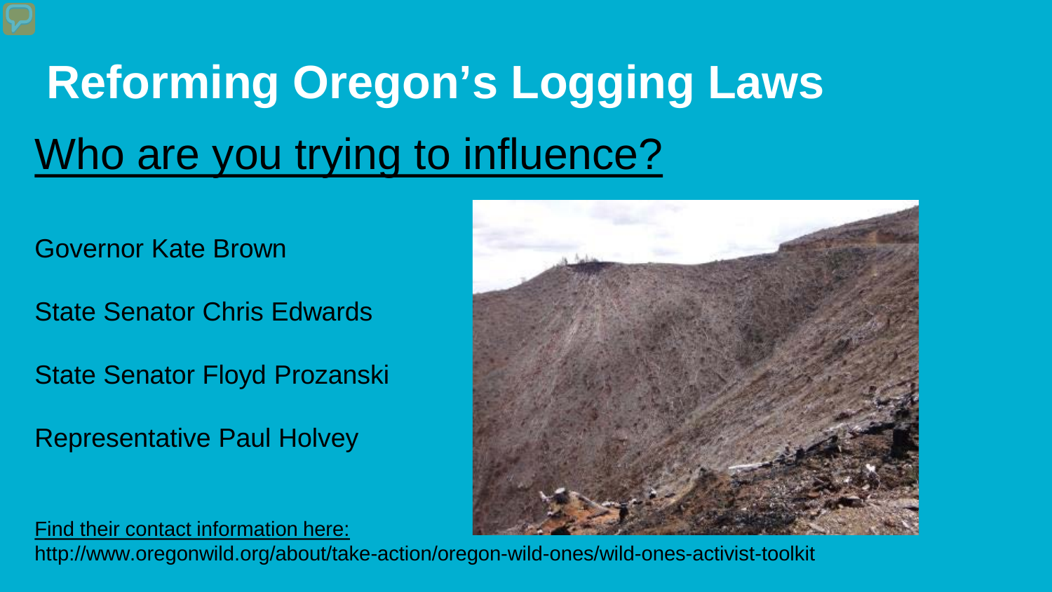# Reforming Oregon's Logging Laws

## Who are you trying to influence?

Governor Kate Brown

State Senator Chris Edwards

State Senator Floyd Prozanski

Representative Paul Holvey

Find their contact information here:
http://www.oregonwild.org/about/take-action/oregon-wild-ones/wild-ones-activist-toolkit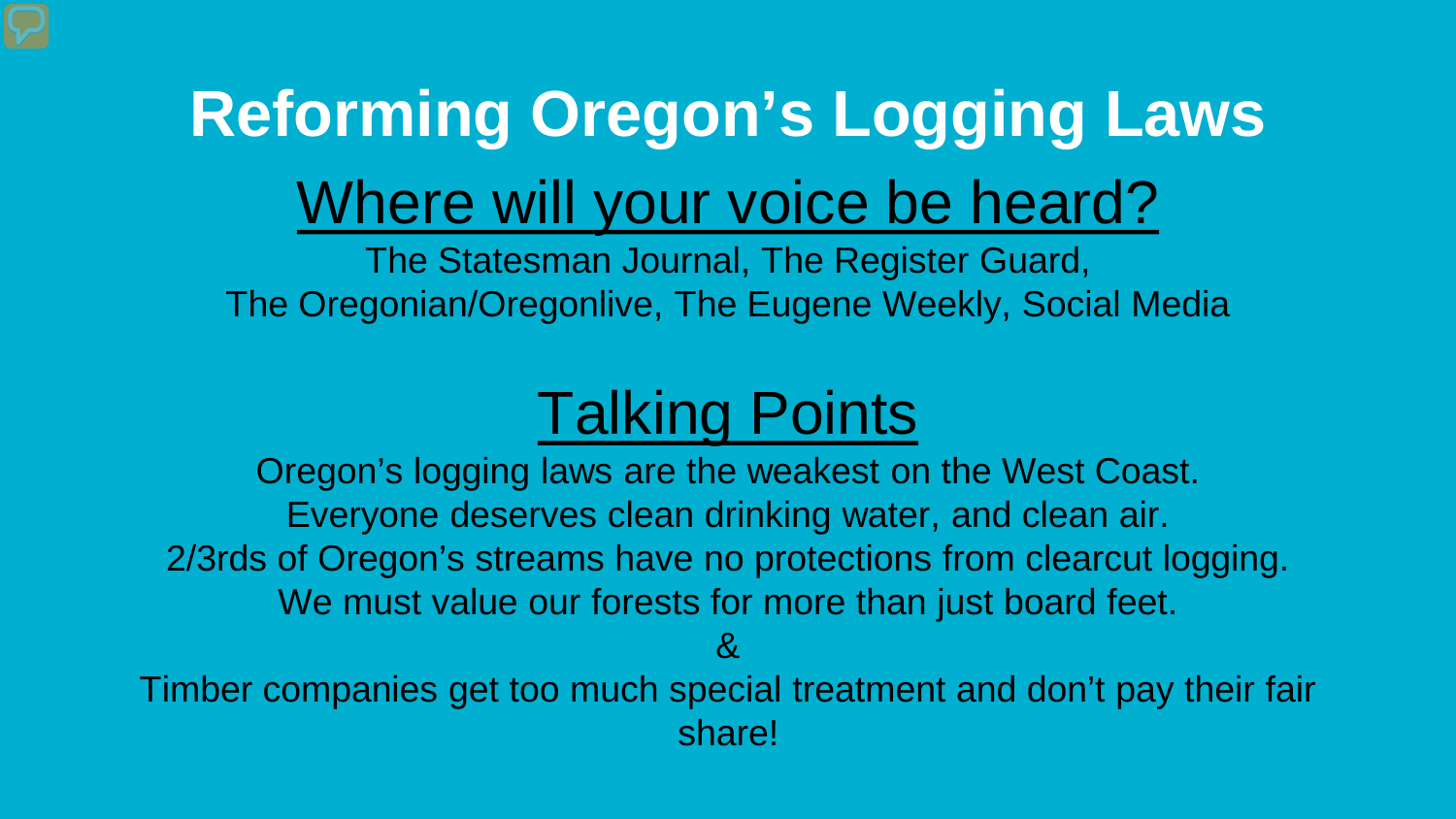# Reforming Oregon's Logging Laws

## Where will your voice be heard?

The Statesman Journal, The Register Guard,
The Oregonian/Oregonlive, The Eugene Weekly, Social Media

## Talking Points

Oregon's logging laws are the weakest on the West Coast.
Everyone deserves clean drinking water, and clean air.
2/3rds of Oregon's streams have no protections from clearcut logging.
We must value our forests for more than just board feet.

&

Timber companies get too much special treatment and don't pay their fair share!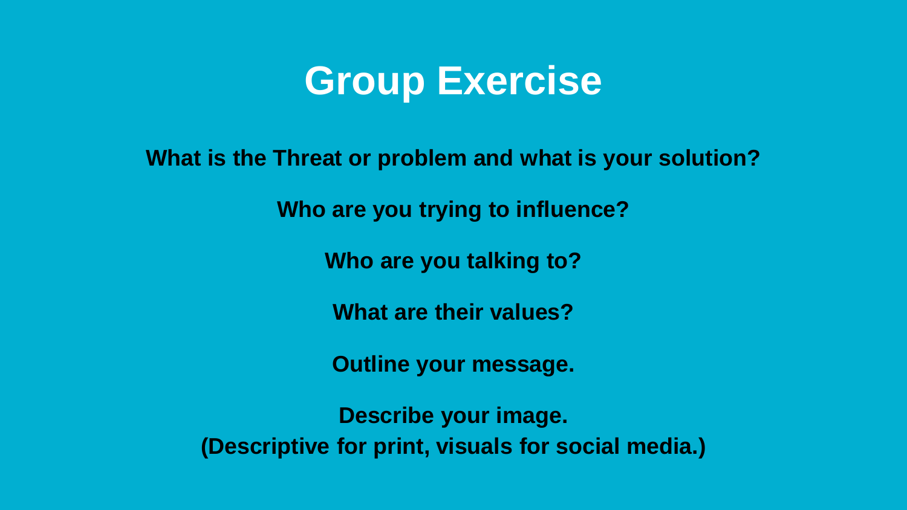# Group Exercise

**What is the Threat or problem and what is your solution?**

**Who are you trying to influence?**

**Who are you talking to?**

**What are their values?**

**Outline your message.**

**Describe your image.**
**(Descriptive for print, visuals for social media.)**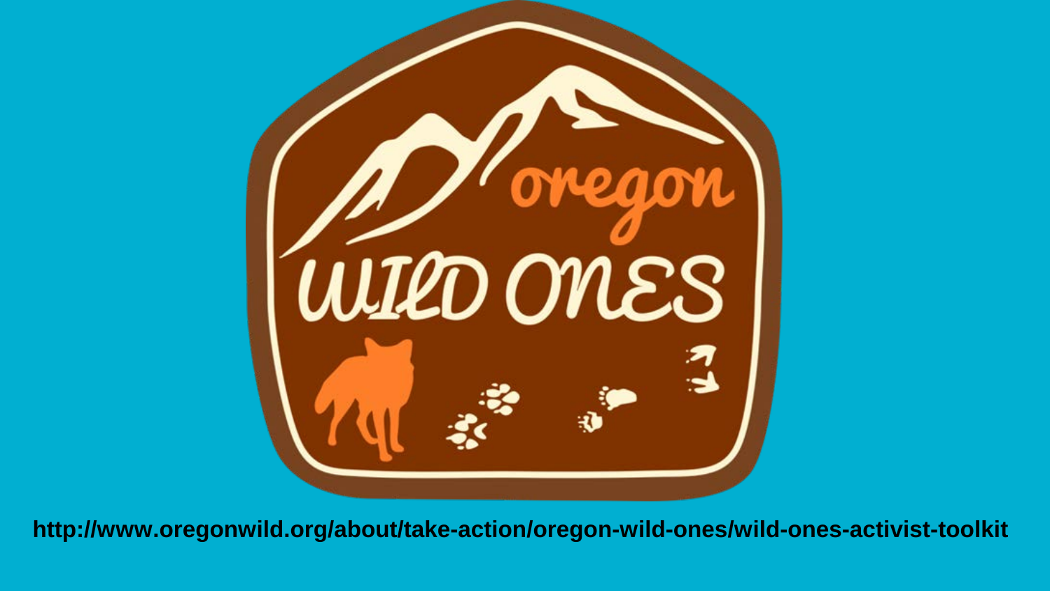oregon

WILD ONES

http://www.oregonwild.org/about/take-action/oregon-wild-ones/wild-ones-activist-toolkit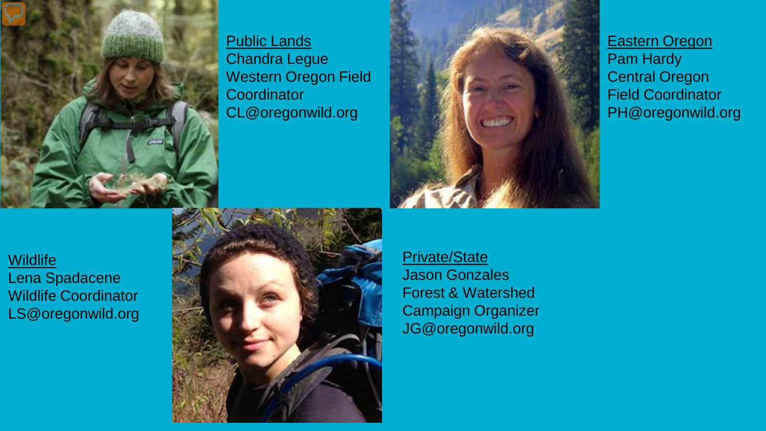Public Lands
Chandra Legue
Western Oregon Field Coordinator
CL@oregonwild.org

Eastern Oregon
Pam Hardy
Central Oregon Field Coordinator
PH@oregonwild.org

Wildlife
Lena Spadacene
Wildlife Coordinator
LS@oregonwild.org

Private/State
Jason Gonzales
Forest & Watershed Campaign Organizer
JG@oregonwild.org